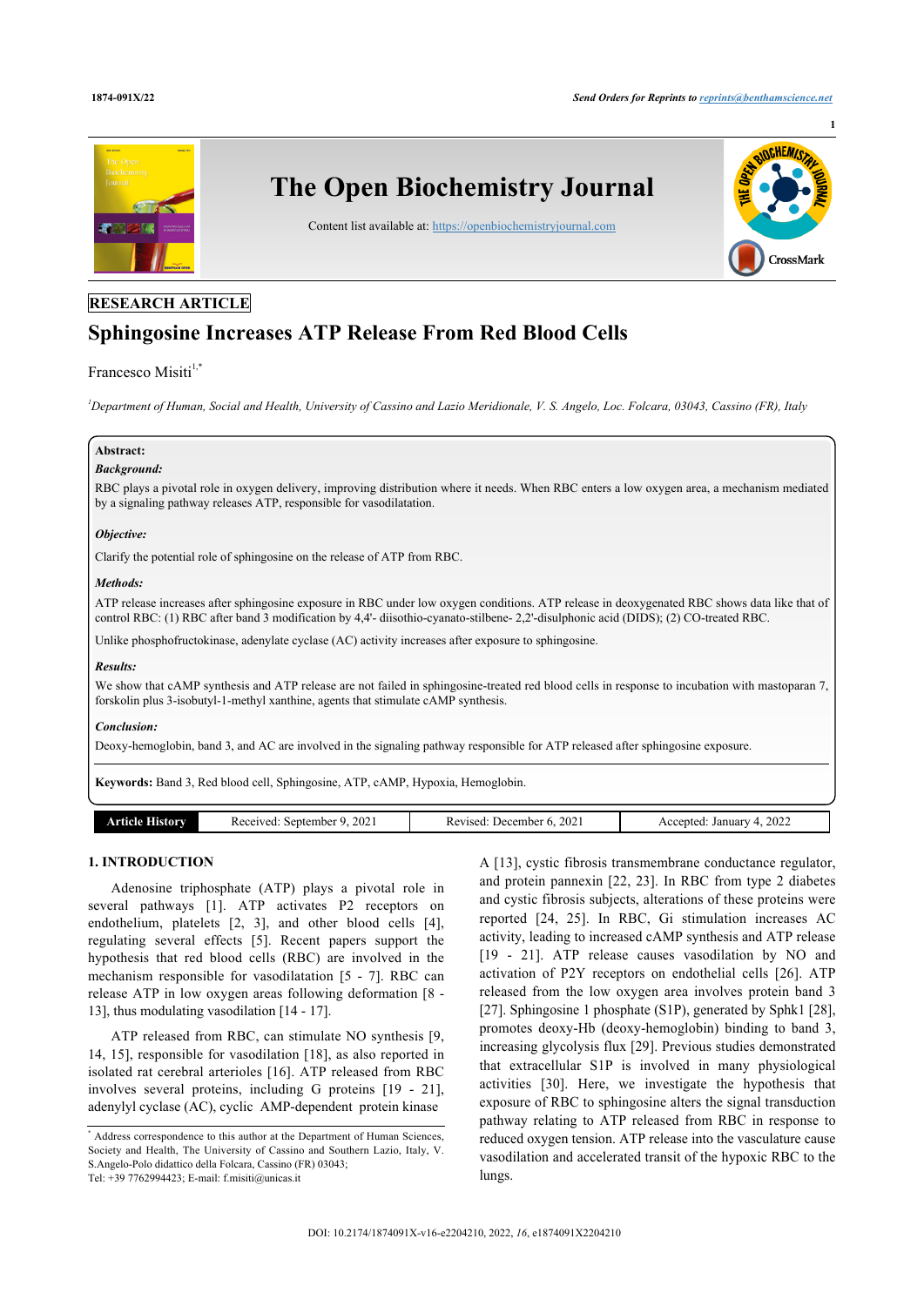RESEARCH ARTICLE

# Sphingosine Increases ATP Release From Red Blood Cells

Francesco Misiti[1,*]

[1]Department of Human, Social and Health, University of Cassino and Lazio Meridionale, V. S. Angelo, Loc. Folcara, 03043, Cassino (FR), Italy

**Abstract:**

***Background:***

RBC plays a pivotal role in oxygen delivery, improving distribution where it needs. When RBC enters a low oxygen area, a mechanism mediated by a signaling pathway releases ATP, responsible for vasodilatation.

***Objective:***

Clarify the potential role of sphingosine on the release of ATP from RBC.

***Methods:***

ATP release increases after sphingosine exposure in RBC under low oxygen conditions. ATP release in deoxygenated RBC shows data like that of control RBC: (1) RBC after band 3 modification by 4,4'- diisothio-cyanato-stilbene- 2,2'-disulphonic acid (DIDS); (2) CO-treated RBC.

Unlike phosphofructokinase, adenylate cyclase (AC) activity increases after exposure to sphingosine.

***Results:***

We show that cAMP synthesis and ATP release are not failed in sphingosine-treated red blood cells in response to incubation with mastoparan 7, forskolin plus 3-isobutyl-1-methyl xanthine, agents that stimulate cAMP synthesis.

***Conclusion:***

Deoxy-hemoglobin, band 3, and AC are involved in the signaling pathway responsible for ATP released after sphingosine exposure.

**Keywords:** Band 3, Red blood cell, Sphingosine, ATP, cAMP, Hypoxia, Hemoglobin.

| Article History | Received: September 9, 2021 | Revised: December 6, 2021 | Accepted: January 4, 2022 |
|---|---|---|---|

## 1. INTRODUCTION

Adenosine triphosphate (ATP) plays a pivotal role in several pathways [1]. ATP activates P2 receptors on endothelium, platelets [2, 3], and other blood cells [4], regulating several effects [5]. Recent papers support the hypothesis that red blood cells (RBC) are involved in the mechanism responsible for vasodilatation [5 - 7]. RBC can release ATP in low oxygen areas following deformation [8 - 13], thus modulating vasodilatation [14 - 17].

ATP released from RBC, can stimulate NO synthesis [9, 14, 15], responsible for vasodilation [18], as also reported in isolated rat cerebral arterioles [16]. ATP released from RBC involves several proteins, including G proteins [19 - 21], adenylyl cyclase (AC), cyclic AMP-dependent protein kinase A [13], cystic fibrosis transmembrane conductance regulator, and protein pannexin [22, 23]. In RBC from type 2 diabetes and cystic fibrosis subjects, alterations of these proteins were reported [24, 25]. In RBC, Gi stimulation increases AC activity, leading to increased cAMP synthesis and ATP release [19 - 21]. ATP release causes vasodilation by NO and activation of P2Y receptors on endothelial cells [26]. ATP released from the low oxygen area involves protein band 3 [27]. Sphingosine 1 phosphate (S1P), generated by Sphk1 [28], promotes deoxy-Hb (deoxy-hemoglobin) binding to band 3, increasing glycolysis flux [29]. Previous studies demonstrated that extracellular S1P is involved in many physiological activities [30]. Here, we investigate the hypothesis that exposure of RBC to sphingosine alters the signal transduction pathway relating to ATP released from RBC in response to reduced oxygen tension. ATP release into the vasculature cause vasodilation and accelerated transit of the hypoxic RBC to the lungs.

[*] Address correspondence to this author at the Department of Human Sciences, Society and Health, The University of Cassino and Southern Lazio, Italy, V. S.Angelo-Polo didattico della Folcara, Cassino (FR) 03043; Tel: +39 7762994423; E-mail: f.misiti@unicas.it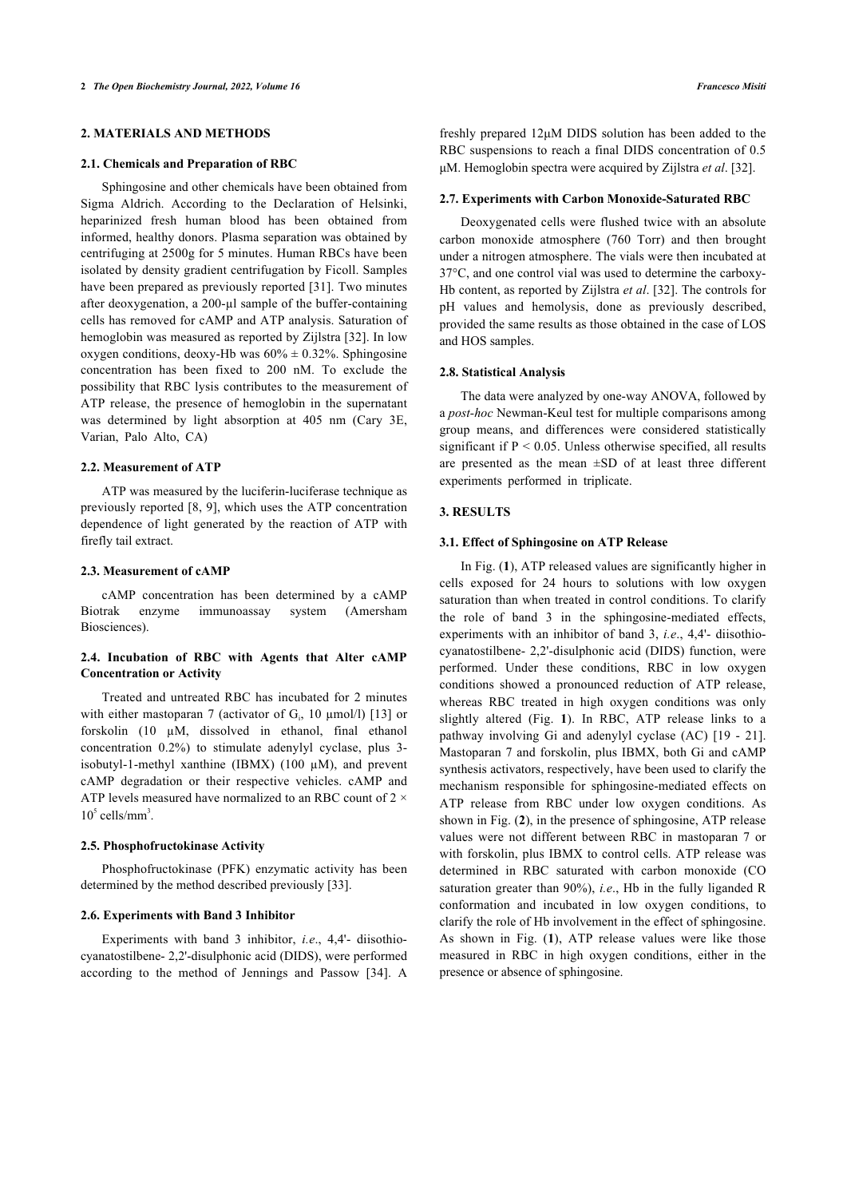## 2. MATERIALS AND METHODS

### 2.1. Chemicals and Preparation of RBC

Sphingosine and other chemicals have been obtained from Sigma Aldrich. According to the Declaration of Helsinki, heparinized fresh human blood has been obtained from informed, healthy donors. Plasma separation was obtained by centrifuging at 2500g for 5 minutes. Human RBCs have been isolated by density gradient centrifugation by Ficoll. Samples have been prepared as previously reported [31]. Two minutes after deoxygenation, a 200-μl sample of the buffer-containing cells has removed for cAMP and ATP analysis. Saturation of hemoglobin was measured as reported by Zijlstra [32]. In low oxygen conditions, deoxy-Hb was 60% ± 0.32%. Sphingosine concentration has been fixed to 200 nM. To exclude the possibility that RBC lysis contributes to the measurement of ATP release, the presence of hemoglobin in the supernatant was determined by light absorption at 405 nm (Cary 3E, Varian, Palo Alto, CA)

### 2.2. Measurement of ATP

ATP was measured by the luciferin-luciferase technique as previously reported [8, 9], which uses the ATP concentration dependence of light generated by the reaction of ATP with firefly tail extract.

### 2.3. Measurement of cAMP

cAMP concentration has been determined by a cAMP Biotrak enzyme immunoassay system (Amersham Biosciences).

### 2.4. Incubation of RBC with Agents that Alter cAMP Concentration or Activity

Treated and untreated RBC has incubated for 2 minutes with either mastoparan 7 (activator of $G_i$, 10 μmol/l) [13] or forskolin (10 μM, dissolved in ethanol, final ethanol concentration 0.2%) to stimulate adenylyl cyclase, plus 3-isobutyl-1-methyl xanthine (IBMX) (100 μM), and prevent cAMP degradation or their respective vehicles. cAMP and ATP levels measured have normalized to an RBC count of $2 \times 10^5$ cells/mm$^3$.

### 2.5. Phosphofructokinase Activity

Phosphofructokinase (PFK) enzymatic activity has been determined by the method described previously [33].

### 2.6. Experiments with Band 3 Inhibitor

Experiments with band 3 inhibitor, *i.e*., 4,4'- diisothio-cyanatostilbene- 2,2'-disulphonic acid (DIDS), were performed according to the method of Jennings and Passow [34]. A freshly prepared 12μM DIDS solution has been added to the RBC suspensions to reach a final DIDS concentration of 0.5 μM. Hemoglobin spectra were acquired by Zijlstra *et al*. [32].

### 2.7. Experiments with Carbon Monoxide-Saturated RBC

Deoxygenated cells were flushed twice with an absolute carbon monoxide atmosphere (760 Torr) and then brought under a nitrogen atmosphere. The vials were then incubated at 37°C, and one control vial was used to determine the carboxy-Hb content, as reported by Zijlstra *et al*. [32]. The controls for pH values and hemolysis, done as previously described, provided the same results as those obtained in the case of LOS and HOS samples.

### 2.8. Statistical Analysis

The data were analyzed by one-way ANOVA, followed by a *post-hoc* Newman-Keul test for multiple comparisons among group means, and differences were considered statistically significant if $P < 0.05$. Unless otherwise specified, all results are presented as the mean ±SD of at least three different experiments performed in triplicate.

## 3. RESULTS

### 3.1. Effect of Sphingosine on ATP Release

In Fig. (**1**), ATP released values are significantly higher in cells exposed for 24 hours to solutions with low oxygen saturation than when treated in control conditions. To clarify the role of band 3 in the sphingosine-mediated effects, experiments with an inhibitor of band 3, *i.e*., 4,4'- diisothio-cyanatostilbene- 2,2'-disulphonic acid (DIDS) function, were performed. Under these conditions, RBC in low oxygen conditions showed a pronounced reduction of ATP release, whereas RBC treated in high oxygen conditions was only slightly altered (Fig. **1**). In RBC, ATP release links to a pathway involving Gi and adenylyl cyclase (AC) [19 - 21]. Mastoparan 7 and forskolin, plus IBMX, both Gi and cAMP synthesis activators, respectively, have been used to clarify the mechanism responsible for sphingosine-mediated effects on ATP release from RBC under low oxygen conditions. As shown in Fig. (**2**), in the presence of sphingosine, ATP release values were not different between RBC in mastoparan 7 or with forskolin, plus IBMX to control cells. ATP release was determined in RBC saturated with carbon monoxide (CO saturation greater than 90%), *i.e*., Hb in the fully liganded R conformation and incubated in low oxygen conditions, to clarify the role of Hb involvement in the effect of sphingosine. As shown in Fig. (**1**), ATP release values were like those measured in RBC in high oxygen conditions, either in the presence or absence of sphingosine.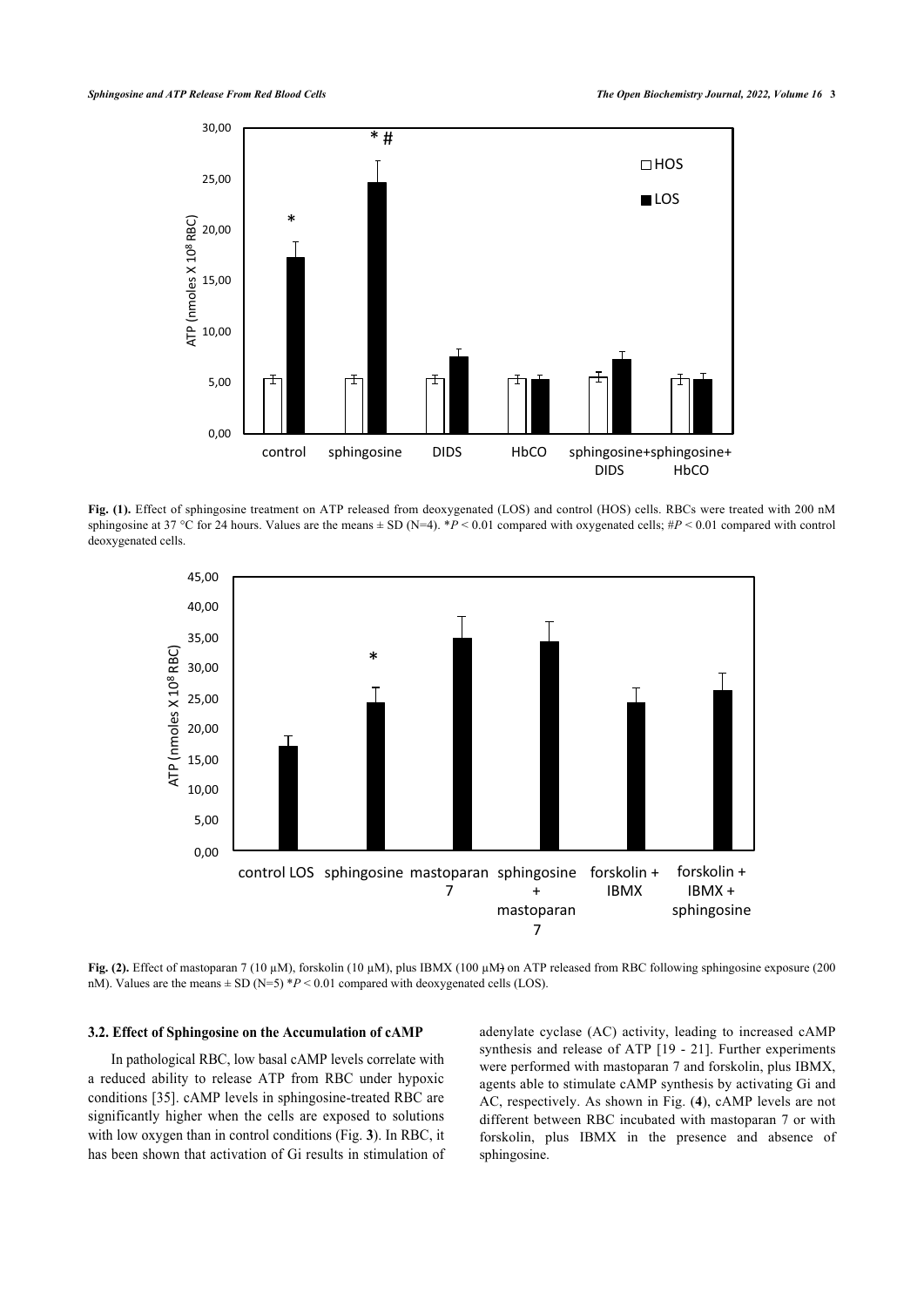**Fig. (1).** Effect of sphingosine treatment on ATP released from deoxygenated (LOS) and control (HOS) cells. RBCs were treated with 200 nM sphingosine at 37 °C for 24 hours. Values are the means ± SD (N=4). \*$P < 0.01$ compared with oxygenated cells; #$P < 0.01$ compared with control deoxygenated cells.

**Fig. (2).** Effect of mastoparan 7 (10 µM), forskolin (10 µM), plus IBMX (100 µM) on ATP released from RBC following sphingosine exposure (200 nM). Values are the means ± SD (N=5) \*$P < 0.01$ compared with deoxygenated cells (LOS).

### 3.2. Effect of Sphingosine on the Accumulation of cAMP

In pathological RBC, low basal cAMP levels correlate with a reduced ability to release ATP from RBC under hypoxic conditions [35]. cAMP levels in sphingosine-treated RBC are significantly higher when the cells are exposed to solutions with low oxygen than in control conditions (Fig. **3**). In RBC, it has been shown that activation of Gi results in stimulation of adenylate cyclase (AC) activity, leading to increased cAMP synthesis and release of ATP [19 - 21]. Further experiments were performed with mastoparan 7 and forskolin, plus IBMX, agents able to stimulate cAMP synthesis by activating Gi and AC, respectively. As shown in Fig. (**4**), cAMP levels are not different between RBC incubated with mastoparan 7 or with forskolin, plus IBMX in the presence and absence of sphingosine.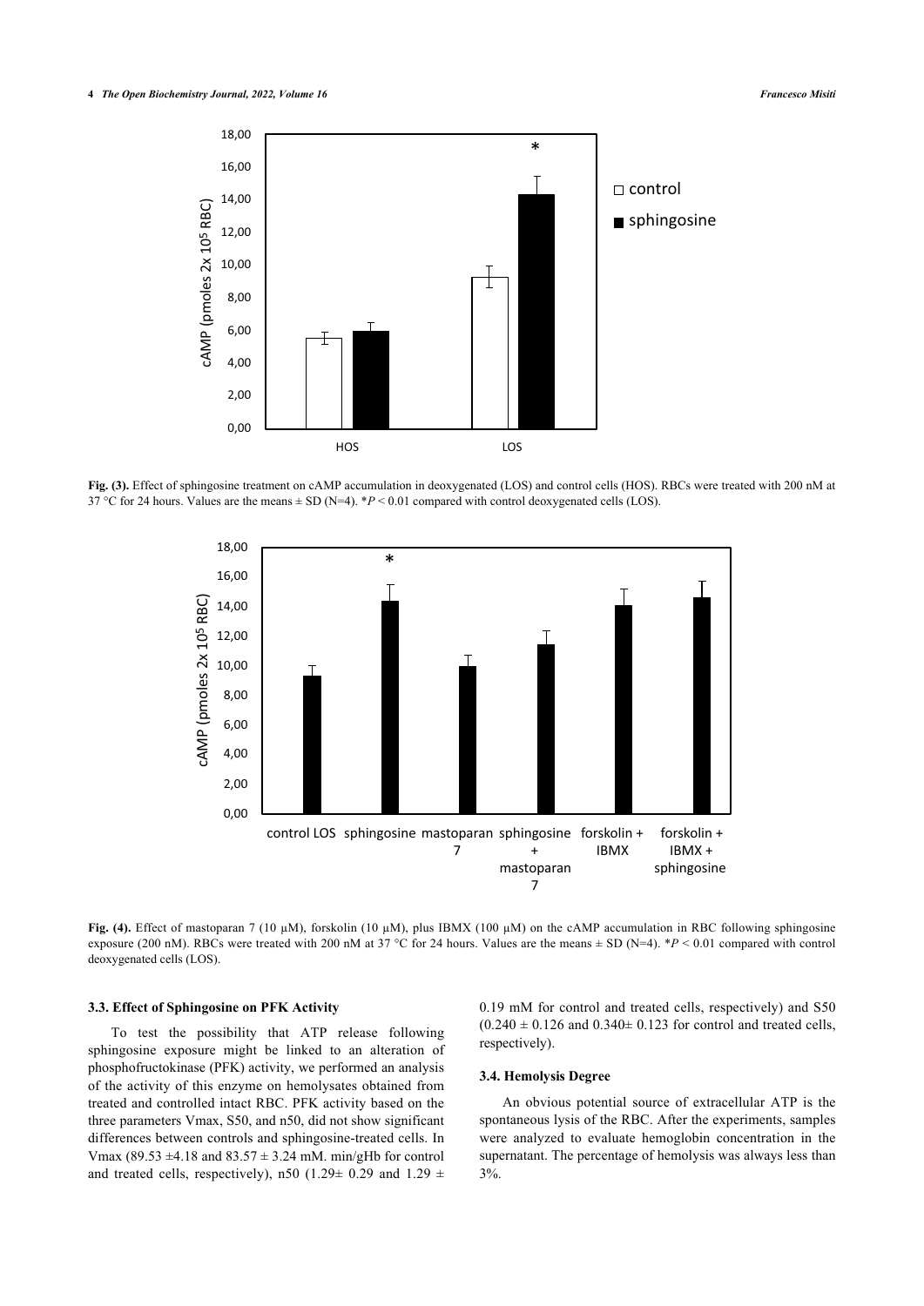**Fig. (3).** Effect of sphingosine treatment on cAMP accumulation in deoxygenated (LOS) and control cells (HOS). RBCs were treated with 200 nM at 37 °C for 24 hours. Values are the means ± SD (N=4). \**P* < 0.01 compared with control deoxygenated cells (LOS).

**Fig. (4).** Effect of mastoparan 7 (10 µM), forskolin (10 µM), plus IBMX (100 µM) on the cAMP accumulation in RBC following sphingosine exposure (200 nM). RBCs were treated with 200 nM at 37 °C for 24 hours. Values are the means ± SD (N=4). \**P* < 0.01 compared with control deoxygenated cells (LOS).

### 3.3. Effect of Sphingosine on PFK Activity

To test the possibility that ATP release following sphingosine exposure might be linked to an alteration of phosphofructokinase (PFK) activity, we performed an analysis of the activity of this enzyme on hemolysates obtained from treated and controlled intact RBC. PFK activity based on the three parameters Vmax, S50, and n50, did not show significant differences between controls and sphingosine-treated cells. In Vmax (89.53 ±4.18 and 83.57 ± 3.24 mM. min/gHb for control and treated cells, respectively), n50 (1.29± 0.29 and 1.29 ± 0.19 mM for control and treated cells, respectively) and S50 (0.240 ± 0.126 and 0.340± 0.123 for control and treated cells, respectively).

### 3.4. Hemolysis Degree

An obvious potential source of extracellular ATP is the spontaneous lysis of the RBC. After the experiments, samples were analyzed to evaluate hemoglobin concentration in the supernatant. The percentage of hemolysis was always less than 3%.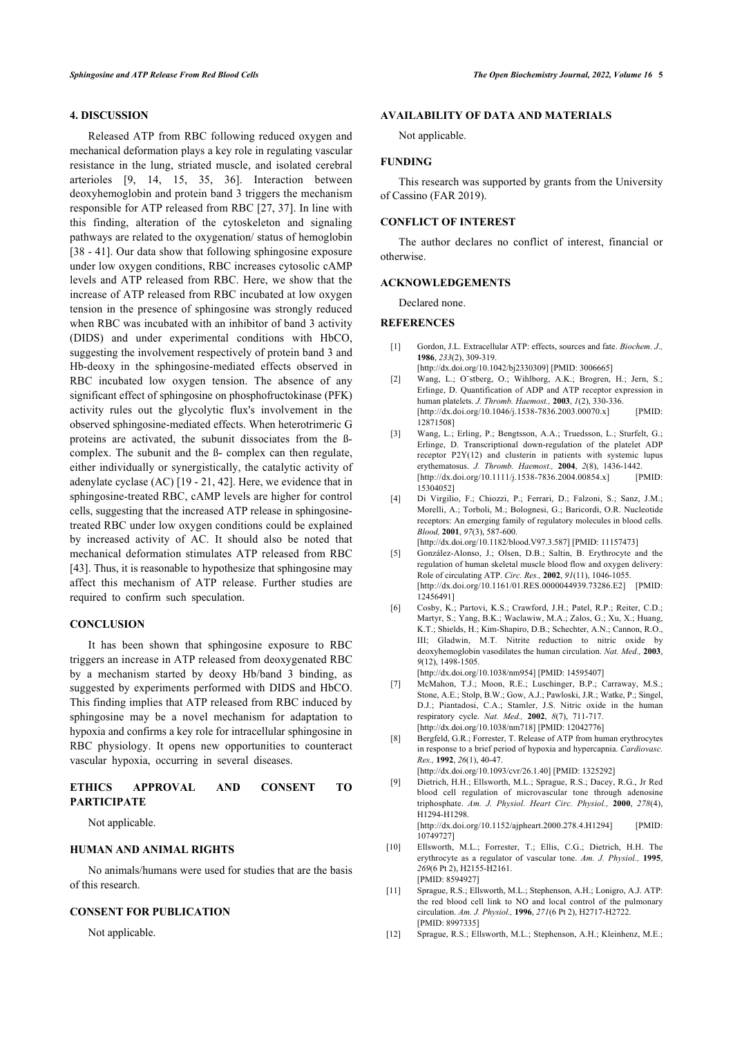## 4. DISCUSSION

Released ATP from RBC following reduced oxygen and mechanical deformation plays a key role in regulating vascular resistance in the lung, striated muscle, and isolated cerebral arterioles [9, 14, 15, 35, 36]. Interaction between deoxyhemoglobin and protein band 3 triggers the mechanism responsible for ATP released from RBC [27, 37]. In line with this finding, alteration of the cytoskeleton and signaling pathways are related to the oxygenation/ status of hemoglobin [38 - 41]. Our data show that following sphingosine exposure under low oxygen conditions, RBC increases cytosolic cAMP levels and ATP released from RBC. Here, we show that the increase of ATP released from RBC incubated at low oxygen tension in the presence of sphingosine was strongly reduced when RBC was incubated with an inhibitor of band 3 activity (DIDS) and under experimental conditions with HbCO, suggesting the involvement respectively of protein band 3 and Hb-deoxy in the sphingosine-mediated effects observed in RBC incubated low oxygen tension. The absence of any significant effect of sphingosine on phosphofructokinase (PFK) activity rules out the glycolytic flux's involvement in the observed sphingosine-mediated effects. When heterotrimeric G proteins are activated, the subunit dissociates from the ß-complex. The subunit and the ß- complex can then regulate, either individually or synergistically, the catalytic activity of adenylate cyclase (AC) [19 - 21, 42]. Here, we evidence that in sphingosine-treated RBC, cAMP levels are higher for control cells, suggesting that the increased ATP release in sphingosine-treated RBC under low oxygen conditions could be explained by increased activity of AC. It should also be noted that mechanical deformation stimulates ATP released from RBC [43]. Thus, it is reasonable to hypothesize that sphingosine may affect this mechanism of ATP release. Further studies are required to confirm such speculation.

## CONCLUSION

It has been shown that sphingosine exposure to RBC triggers an increase in ATP released from deoxygenated RBC by a mechanism started by deoxy Hb/band 3 binding, as suggested by experiments performed with DIDS and HbCO. This finding implies that ATP released from RBC induced by sphingosine may be a novel mechanism for adaptation to hypoxia and confirms a key role for intracellular sphingosine in RBC physiology. It opens new opportunities to counteract vascular hypoxia, occurring in several diseases.

## ETHICS APPROVAL AND CONSENT TO PARTICIPATE

Not applicable.

## HUMAN AND ANIMAL RIGHTS

No animals/humans were used for studies that are the basis of this research.

## CONSENT FOR PUBLICATION

Not applicable.

## AVAILABILITY OF DATA AND MATERIALS

Not applicable.

## FUNDING

This research was supported by grants from the University of Cassino (FAR 2019).

## CONFLICT OF INTEREST

The author declares no conflict of interest, financial or otherwise.

## ACKNOWLEDGEMENTS

Declared none.

## REFERENCES

[1] Gordon, J.L. Extracellular ATP: effects, sources and fate. *Biochem. J.,* **1986**, *233*(2), 309-319. [http://dx.doi.org/10.1042/bj2330309] [PMID: 3006665]

[2] Wang, L.; O¨stberg, O.; Wihlborg, A.K.; Brogren, H.; Jern, S.; Erlinge, D. Quantification of ADP and ATP receptor expression in human platelets. *J. Thromb. Haemost.,* **2003**, *1*(2), 330-336. [http://dx.doi.org/10.1046/j.1538-7836.2003.00070.x] [PMID: 12871508]

[3] Wang, L.; Erling, P.; Bengtsson, A.A.; Truedsson, L.; Sturfelt, G.; Erlinge, D. Transcriptional down-regulation of the platelet ADP receptor P2Y(12) and clusterin in patients with systemic lupus erythematosus. *J. Thromb. Haemost.,* **2004**, *2*(8), 1436-1442. [http://dx.doi.org/10.1111/j.1538-7836.2004.00854.x] [PMID: 15304052]

[4] Di Virgilio, F.; Chiozzi, P.; Ferrari, D.; Falzoni, S.; Sanz, J.M.; Morelli, A.; Torboli, M.; Bolognesi, G.; Baricordi, O.R. Nucleotide receptors: An emerging family of regulatory molecules in blood cells. *Blood,* **2001**, *97*(3), 587-600. [http://dx.doi.org/10.1182/blood.V97.3.587] [PMID: 11157473]

[5] González-Alonso, J.; Olsen, D.B.; Saltin, B. Erythrocyte and the regulation of human skeletal muscle blood flow and oxygen delivery: Role of circulating ATP. *Circ. Res.,* **2002**, *91*(11), 1046-1055. [http://dx.doi.org/10.1161/01.RES.0000044939.73286.E2] [PMID: 12456491]

[6] Cosby, K.; Partovi, K.S.; Crawford, J.H.; Patel, R.P.; Reiter, C.D.; Martyr, S.; Yang, B.K.; Waclawiw, M.A.; Zalos, G.; Xu, X.; Huang, K.T.; Shields, H.; Kim-Shapiro, D.B.; Schechter, A.N.; Cannon, R.O., III; Gladwin, M.T. Nitrite reduction to nitric oxide by deoxyhemoglobin vasodilates the human circulation. *Nat. Med.,* **2003**, *9*(12), 1498-1505. [http://dx.doi.org/10.1038/nm954] [PMID: 14595407]

[7] McMahon, T.J.; Moon, R.E.; Luschinger, B.P.; Carraway, M.S.; Stone, A.E.; Stolp, B.W.; Gow, A.J.; Pawloski, J.R.; Watke, P.; Singel, D.J.; Piantadosi, C.A.; Stamler, J.S. Nitric oxide in the human respiratory cycle. *Nat. Med.,* **2002**, *8*(7), 711-717. [http://dx.doi.org/10.1038/nm718] [PMID: 12042776]

[8] Bergfeld, G.R.; Forrester, T. Release of ATP from human erythrocytes in response to a brief period of hypoxia and hypercapnia. *Cardiovasc. Res.,* **1992**, *26*(1), 40-47. [http://dx.doi.org/10.1093/cvr/26.1.40] [PMID: 1325292]

[9] Dietrich, H.H.; Ellsworth, M.L.; Sprague, R.S.; Dacey, R.G., Jr Red blood cell regulation of microvascular tone through adenosine triphosphate. *Am. J. Physiol. Heart Circ. Physiol.,* **2000**, *278*(4), H1294-H1298. [http://dx.doi.org/10.1152/ajpheart.2000.278.4.H1294] [PMID: 10749727]

[10] Ellsworth, M.L.; Forrester, T.; Ellis, C.G.; Dietrich, H.H. The erythrocyte as a regulator of vascular tone. *Am. J. Physiol.,* **1995**, *269*(6 Pt 2), H2155-H2161. [PMID: 8594927]

[11] Sprague, R.S.; Ellsworth, M.L.; Stephenson, A.H.; Lonigro, A.J. ATP: the red blood cell link to NO and local control of the pulmonary circulation. *Am. J. Physiol.,* **1996**, *271*(6 Pt 2), H2717-H2722. [PMID: 8997335]

[12] Sprague, R.S.; Ellsworth, M.L.; Stephenson, A.H.; Kleinhenz, M.E.;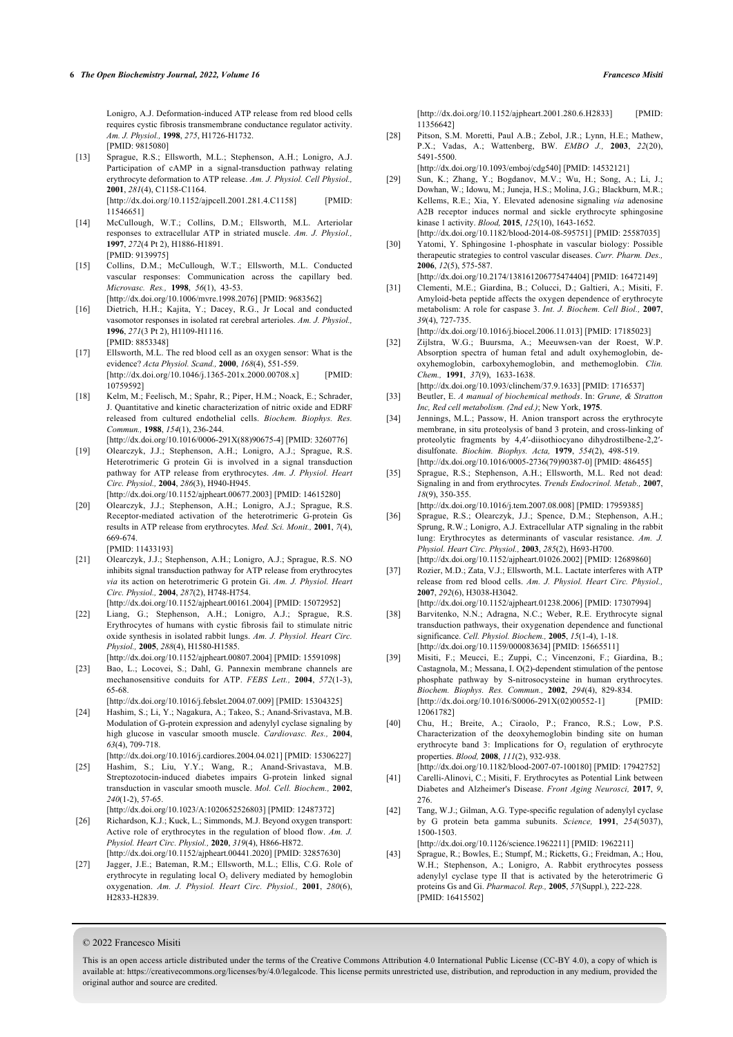Lonigro, A.J. Deformation-induced ATP release from red blood cells requires cystic fibrosis transmembrane conductance regulator activity. *Am. J. Physiol.,* **1998**, *275*, H1726-H1732. [PMID: 9815080]

[13] Sprague, R.S.; Ellsworth, M.L.; Stephenson, A.H.; Lonigro, A.J. Participation of cAMP in a signal-transduction pathway relating erythrocyte deformation to ATP release. *Am. J. Physiol. Cell Physiol.,* **2001**, *281*(4), C1158-C1164. [http://dx.doi.org/10.1152/ajpcell.2001.281.4.C1158] [PMID: 11546651]

[14] McCullough, W.T.; Collins, D.M.; Ellsworth, M.L. Arteriolar responses to extracellular ATP in striated muscle. *Am. J. Physiol.,* **1997**, *272*(4 Pt 2), H1886-H1891. [PMID: 9139975]

[15] Collins, D.M.; McCullough, W.T.; Ellsworth, M.L. Conducted vascular responses: Communication across the capillary bed. *Microvasc. Res.,* **1998**, *56*(1), 43-53. [http://dx.doi.org/10.1006/mvre.1998.2076] [PMID: 9683562]

[16] Dietrich, H.H.; Kajita, Y.; Dacey, R.G., Jr Local and conducted vasomotor responses in isolated rat cerebral arterioles. *Am. J. Physiol.,* **1996**, *271*(3 Pt 2), H1109-H1116. [PMID: 8853348]

[17] Ellsworth, M.L. The red blood cell as an oxygen sensor: What is the evidence? *Acta Physiol. Scand.,* **2000**, *168*(4), 551-559. [http://dx.doi.org/10.1046/j.1365-201x.2000.00708.x] [PMID: 10759592]

[18] Kelm, M.; Feelisch, M.; Spahr, R.; Piper, H.M.; Noack, E.; Schrader, J. Quantitative and kinetic characterization of nitric oxide and EDRF released from cultured endothelial cells. *Biochem. Biophys. Res. Commun.,* **1988**, *154*(1), 236-244. [http://dx.doi.org/10.1016/0006-291X(88)90675-4] [PMID: 3260776]

[19] Olearczyk, J.J.; Stephenson, A.H.; Lonigro, A.J.; Sprague, R.S. Heterotrimeric G protein Gi is involved in a signal transduction pathway for ATP release from erythrocytes. *Am. J. Physiol. Heart Circ. Physiol.,* **2004**, *286*(3), H940-H945. [http://dx.doi.org/10.1152/ajpheart.00677.2003] [PMID: 14615280]

[20] Olearczyk, J.J.; Stephenson, A.H.; Lonigro, A.J.; Sprague, R.S. Receptor-mediated activation of the heterotrimeric G-protein Gs results in ATP release from erythrocytes. *Med. Sci. Monit.,* **2001**, *7*(4), 669-674. [PMID: 11433193]

[21] Olearczyk, J.J.; Stephenson, A.H.; Lonigro, A.J.; Sprague, R.S. NO inhibits signal transduction pathway for ATP release from erythrocytes *via* its action on heterotrimeric G protein Gi. *Am. J. Physiol. Heart Circ. Physiol.,* **2004**, *287*(2), H748-H754. [http://dx.doi.org/10.1152/ajpheart.00161.2004] [PMID: 15072952]

[22] Liang, G.; Stephenson, A.H.; Lonigro, A.J.; Sprague, R.S. Erythrocytes of humans with cystic fibrosis fail to stimulate nitric oxide synthesis in isolated rabbit lungs. *Am. J. Physiol. Heart Circ. Physiol.,* **2005**, *288*(4), H1580-H1585. [http://dx.doi.org/10.1152/ajpheart.00807.2004] [PMID: 15591098]

[23] Bao, L.; Locovei, S.; Dahl, G. Pannexin membrane channels are mechanosensitive conduits for ATP. *FEBS Lett.,* **2004**, *572*(1-3), 65-68. [http://dx.doi.org/10.1016/j.febslet.2004.07.009] [PMID: 15304325]

[24] Hashim, S.; Li, Y.; Nagakura, A.; Takeo, S.; Anand-Srivastava, M.B. Modulation of G-protein expression and adenylyl cyclase signaling by high glucose in vascular smooth muscle. *Cardiovasc. Res.,* **2004**, *63*(4), 709-718. [http://dx.doi.org/10.1016/j.cardiores.2004.04.021] [PMID: 15306227]

[25] Hashim, S.; Liu, Y.Y.; Wang, R.; Anand-Srivastava, M.B. Streptozotocin-induced diabetes impairs G-protein linked signal transduction in vascular smooth muscle. *Mol. Cell. Biochem.,* **2002**, *240*(1-2), 57-65. [http://dx.doi.org/10.1023/A:1020652526803] [PMID: 12487372]

[26] Richardson, K.J.; Kuck, L.; Simmonds, M.J. Beyond oxygen transport: Active role of erythrocytes in the regulation of blood flow. *Am. J. Physiol. Heart Circ. Physiol.,* **2020**, *319*(4), H866-H872. [http://dx.doi.org/10.1152/ajpheart.00441.2020] [PMID: 32857630]

[27] Jagger, J.E.; Bateman, R.M.; Ellsworth, M.L.; Ellis, C.G. Role of erythrocyte in regulating local $O_2$ delivery mediated by hemoglobin oxygenation. *Am. J. Physiol. Heart Circ. Physiol.,* **2001**, *280*(6), H2833-H2839. [http://dx.doi.org/10.1152/ajpheart.2001.280.6.H2833] [PMID: 11356642]

[28] Pitson, S.M. Moretti, Paul A.B.; Zebol, J.R.; Lynn, H.E.; Mathew, P.X.; Vadas, A.; Wattenberg, BW. *EMBO J.,* **2003**, *22*(20), 5491-5500. [http://dx.doi.org/10.1093/emboj/cdg540] [PMID: 14532121]

[29] Sun, K.; Zhang, Y.; Bogdanov, M.V.; Wu, H.; Song, A.; Li, J.; Dowhan, W.; Idowu, M.; Juneja, H.S.; Molina, J.G.; Blackburn, M.R.; Kellems, R.E.; Xia, Y. Elevated adenosine signaling *via* adenosine A2B receptor induces normal and sickle erythrocyte sphingosine kinase 1 activity. *Blood,* **2015**, *125*(10), 1643-1652. [http://dx.doi.org/10.1182/blood-2014-08-595751] [PMID: 25587035]

[30] Yatomi, Y. Sphingosine 1-phosphate in vascular biology: Possible therapeutic strategies to control vascular diseases. *Curr. Pharm. Des.,* **2006**, *12*(5), 575-587. [http://dx.doi.org/10.2174/138161206775474404] [PMID: 16472149]

[31] Clementi, M.E.; Giardina, B.; Colucci, D.; Galtieri, A.; Misiti, F. Amyloid-beta peptide affects the oxygen dependence of erythrocyte metabolism: A role for caspase 3. *Int. J. Biochem. Cell Biol.,* **2007**, *39*(4), 727-735. [http://dx.doi.org/10.1016/j.biocel.2006.11.013] [PMID: 17185023]

[32] Zijlstra, W.G.; Buursma, A.; Meeuwsen-van der Roest, W.P. Absorption spectra of human fetal and adult oxyhemoglobin, de-oxyhemoglobin, carboxyhemoglobin, and methemoglobin. *Clin. Chem.,* **1991**, *37*(9), 1633-1638. [http://dx.doi.org/10.1093/clinchem/37.9.1633] [PMID: 1716537]

[33] Beutler, E. *A manual of biochemical methods*. In: *Grune, & Stratton Inc, Red cell metabolism. (2nd ed.)*; New York, **1975**.

[34] Jennings, M.L.; Passow, H. Anion transport across the erythrocyte membrane, in situ proteolysis of band 3 protein, and cross-linking of proteolytic fragments by 4,4′-diisothiocyano dihydrostilbene-2,2′-disulfonate. *Biochim. Biophys. Acta,* **1979**, *554*(2), 498-519. [http://dx.doi.org/10.1016/0005-2736(79)90387-0] [PMID: 486455]

[35] Sprague, R.S.; Stephenson, A.H.; Ellsworth, M.L. Red not dead: Signaling in and from erythrocytes. *Trends Endocrinol. Metab.,* **2007**, *18*(9), 350-355. [http://dx.doi.org/10.1016/j.tem.2007.08.008] [PMID: 17959385]

[36] Sprague, R.S.; Olearczyk, J.J.; Spence, D.M.; Stephenson, A.H.; Sprung, R.W.; Lonigro, A.J. Extracellular ATP signaling in the rabbit lung: Erythrocytes as determinants of vascular resistance. *Am. J. Physiol. Heart Circ. Physiol.,* **2003**, *285*(2), H693-H700. [http://dx.doi.org/10.1152/ajpheart.01026.2002] [PMID: 12689860]

[37] Rozier, M.D.; Zata, V.J.; Ellsworth, M.L. Lactate interferes with ATP release from red blood cells. *Am. J. Physiol. Heart Circ. Physiol.,* **2007**, *292*(6), H3038-H3042. [http://dx.doi.org/10.1152/ajpheart.01238.2006] [PMID: 17307994]

[38] Barvitenko, N.N.; Adragna, N.C.; Weber, R.E. Erythrocyte signal transduction pathways, their oxygenation dependence and functional significance. *Cell. Physiol. Biochem.,* **2005**, *15*(1-4), 1-18. [http://dx.doi.org/10.1159/000083634] [PMID: 15665511]

[39] Misiti, F.; Meucci, E.; Zuppi, C.; Vincenzoni, F.; Giardina, B.; Castagnola, M.; Messana, I. O(2)-dependent stimulation of the pentose phosphate pathway by S-nitrosocysteine in human erythrocytes. *Biochem. Biophys. Res. Commun.,* **2002**, *294*(4), 829-834. [http://dx.doi.org/10.1016/S0006-291X(02)00552-1] [PMID: 12061782]

[40] Chu, H.; Breite, A.; Ciraolo, P.; Franco, R.S.; Low, P.S. Characterization of the deoxyhemoglobin binding site on human erythrocyte band 3: Implications for $O_2$ regulation of erythrocyte properties. *Blood,* **2008**, *111*(2), 932-938. [http://dx.doi.org/10.1182/blood-2007-07-100180] [PMID: 17942752]

[41] Carelli-Alinovi, C.; Misiti, F. Erythrocytes as Potential Link between Diabetes and Alzheimer's Disease. *Front Aging Neurosci,* **2017**, *9*, 276.

[42] Tang, W.J.; Gilman, A.G. Type-specific regulation of adenylyl cyclase by G protein beta gamma subunits. *Science,* **1991**, *254*(5037), 1500-1503. [http://dx.doi.org/10.1126/science.1962211] [PMID: 1962211]

[43] Sprague, R.; Bowles, E.; Stumpf, M.; Ricketts, G.; Freidman, A.; Hou, W.H.; Stephenson, A.; Lonigro, A. Rabbit erythrocytes possess adenylyl cyclase type II that is activated by the heterotrimeric G proteins Gs and Gi. *Pharmacol. Rep.,* **2005**, *57*(Suppl.), 222-228. [PMID: 16415502]

© 2022 Francesco Misiti

This is an open access article distributed under the terms of the Creative Commons Attribution 4.0 International Public License (CC-BY 4.0), a copy of which is available at: https://creativecommons.org/licenses/by/4.0/legalcode. This license permits unrestricted use, distribution, and reproduction in any medium, provided the original author and source are credited.